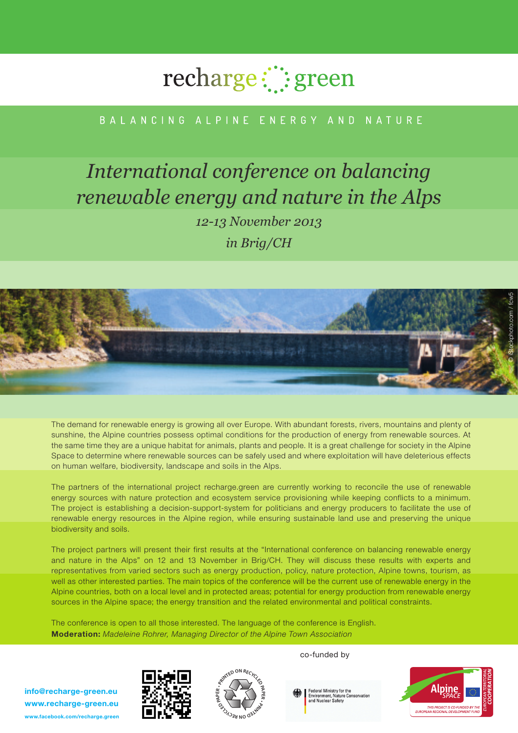# recharge green

BALANCING ALPINE ENERGY AND NATURE

## *International conference on balancing renewable energy and nature in the Alps*

*12-13 November 2013*

*in Brig/CH*

© iStockphoto.com / fcw5

The demand for renewable energy is growing all over Europe. With abundant forests, rivers, mountains and plenty of sunshine, the Alpine countries possess optimal conditions for the production of energy from renewable sources. At the same time they are a unique habitat for animals, plants and people. It is a great challenge for society in the Alpine Space to determine where renewable sources can be safely used and where exploitation will have deleterious effects on human welfare, biodiversity, landscape and soils in the Alps.

The partners of the international project recharge.green are currently working to reconcile the use of renewable energy sources with nature protection and ecosystem service provisioning while keeping conflicts to a minimum. The project is establishing a decision-support-system for politicians and energy producers to facilitate the use of renewable energy resources in the Alpine region, while ensuring sustainable land use and preserving the unique biodiversity and soils.

The project partners will present their first results at the "International conference on balancing renewable energy and nature in the Alps" on 12 and 13 November in Brig/CH. They will discuss these results with experts and representatives from varied sectors such as energy production, policy, nature protection, Alpine towns, tourism, as well as other interested parties. The main topics of the conference will be the current use of renewable energy in the Alpine countries, both on a local level and in protected areas; potential for energy production from renewable energy sources in the Alpine space; the energy transition and the related environmental and political constraints.

The conference is open to all those interested. The language of the conference is English.
**Moderation:** *Madeleine Rohrer, Managing Director of the Alpine Town Association*

**info@recharge-green.eu**
**www.recharge-green.eu**
**www.facebook.com/recharge.green**

PRINTED ON RECYCLED PAPER

co-funded by

Federal Ministry for the Environment, Nature Conservation and Nuclear Safety

Alpine SPACE — EUROPEAN TERRITORIAL COOPERATION — THIS PROJECT IS CO-FUNDED BY THE EUROPEAN REGIONAL DEVELOPMENT FUND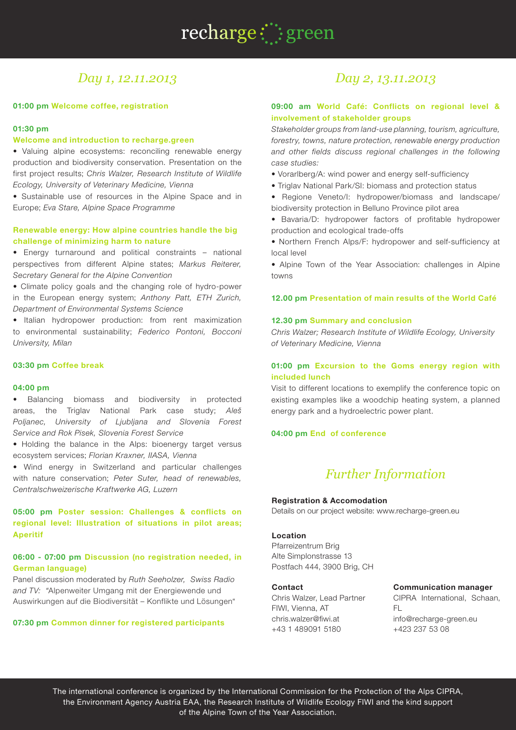# recharge.green

## *Day 1, 12.11.2013*

**01:00 pm Welcome coffee, registration**

**01:30 pm**
**Welcome and introduction to recharge.green**

- Valuing alpine ecosystems: reconciling renewable energy production and biodiversity conservation. Presentation on the first project results; *Chris Walzer, Research Institute of Wildlife Ecology, University of Veterinary Medicine, Vienna*
- Sustainable use of resources in the Alpine Space and in Europe; *Eva Stare, Alpine Space Programme*

**Renewable energy: How alpine countries handle the big challenge of minimizing harm to nature**

- Energy turnaround and political constraints – national perspectives from different Alpine states; *Markus Reiterer, Secretary General for the Alpine Convention*
- Climate policy goals and the changing role of hydro-power in the European energy system; *Anthony Patt, ETH Zurich, Department of Environmental Systems Science*
- Italian hydropower production: from rent maximization to environmental sustainability; *Federico Pontoni, Bocconi University, Milan*

**03:30 pm Coffee break**

**04:00 pm**

- Balancing biomass and biodiversity in protected areas, the Triglav National Park case study; *Aleš Poljanec, University of Ljubljana and Slovenia Forest Service and Rok Pisek, Slovenia Forest Service*
- Holding the balance in the Alps: bioenergy target versus ecosystem services; *Florian Kraxner, IIASA, Vienna*
- Wind energy in Switzerland and particular challenges with nature conservation; *Peter Suter, head of renewables, Centralschweizerische Kraftwerke AG, Luzern*

**05:00 pm Poster session: Challenges & conflicts on regional level: Illustration of situations in pilot areas; Aperitif**

**06:00 - 07:00 pm Discussion (no registration needed, in German language)**

Panel discussion moderated by *Ruth Seeholzer, Swiss Radio and TV:* "Alpenweiter Umgang mit der Energiewende und Auswirkungen auf die Biodiversität – Konflikte und Lösungen"

**07:30 pm Common dinner for registered participants**

## *Day 2, 13.11.2013*

**09:00 am World Café: Conflicts on regional level & involvement of stakeholder groups**

*Stakeholder groups from land-use planning, tourism, agriculture, forestry, towns, nature protection, renewable energy production and other fields discuss regional challenges in the following case studies:*

- Vorarlberg/A: wind power and energy self-sufficiency
- Triglav National Park/SI: biomass and protection status
- Regione Veneto/I: hydropower/biomass and landscape/ biodiversity protection in Belluno Province pilot area
- Bavaria/D: hydropower factors of profitable hydropower production and ecological trade-offs
- Northern French Alps/F: hydropower and self-sufficiency at local level
- Alpine Town of the Year Association: challenges in Alpine towns

**12.00 pm Presentation of main results of the World Café**

**12.30 pm Summary and conclusion**

*Chris Walzer; Research Institute of Wildlife Ecology, University of Veterinary Medicine, Vienna*

**01:00 pm Excursion to the Goms energy region with included lunch**

Visit to different locations to exemplify the conference topic on existing examples like a woodchip heating system, a planned energy park and a hydroelectric power plant.

**04:00 pm End of conference**

## *Further Information*

**Registration & Accomodation**
Details on our project website: www.recharge-green.eu

**Location**
Pfarreizentrum Brig
Alte Simplonstrasse 13
Postfach 444, 3900 Brig, CH

**Contact**
Chris Walzer, Lead Partner
FIWI, Vienna, AT
chris.walzer@fiwi.at
+43 1 489091 5180

**Communication manager**
CIPRA International, Schaan, FL
info@recharge-green.eu
+423 237 53 08

The international conference is organized by the International Commission for the Protection of the Alps CIPRA, the Environment Agency Austria EAA, the Research Institute of Wildlife Ecology FIWI and the kind support of the Alpine Town of the Year Association.